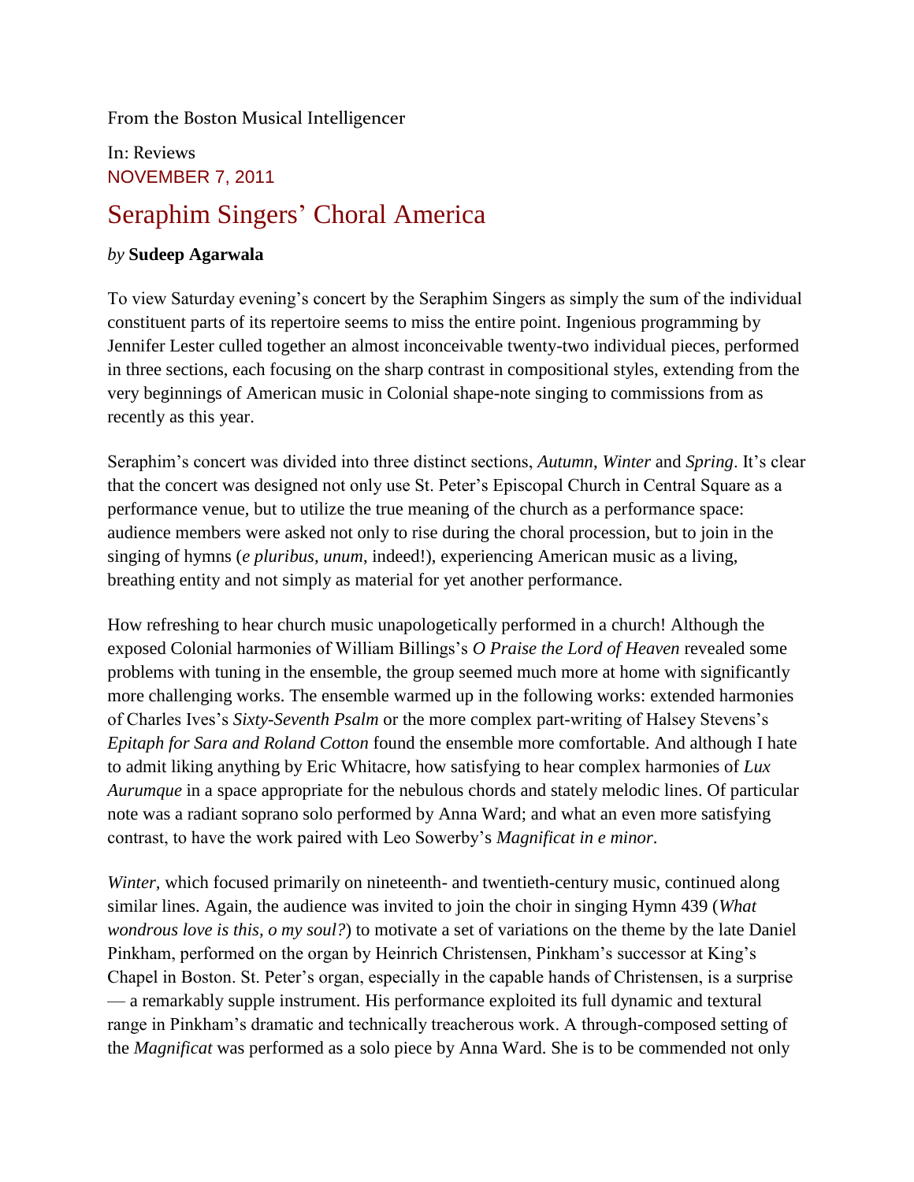From the Boston Musical Intelligencer

In: Reviews
NOVEMBER 7, 2011

# Seraphim Singers' Choral America

*by* **Sudeep Agarwala**

To view Saturday evening's concert by the Seraphim Singers as simply the sum of the individual constituent parts of its repertoire seems to miss the entire point. Ingenious programming by Jennifer Lester culled together an almost inconceivable twenty-two individual pieces, performed in three sections, each focusing on the sharp contrast in compositional styles, extending from the very beginnings of American music in Colonial shape-note singing to commissions from as recently as this year.

Seraphim's concert was divided into three distinct sections, *Autumn*, *Winter* and *Spring*. It's clear that the concert was designed not only use St. Peter's Episcopal Church in Central Square as a performance venue, but to utilize the true meaning of the church as a performance space: audience members were asked not only to rise during the choral procession, but to join in the singing of hymns (*e pluribus, unum*, indeed!), experiencing American music as a living, breathing entity and not simply as material for yet another performance.

How refreshing to hear church music unapologetically performed in a church! Although the exposed Colonial harmonies of William Billings's *O Praise the Lord of Heaven* revealed some problems with tuning in the ensemble, the group seemed much more at home with significantly more challenging works. The ensemble warmed up in the following works: extended harmonies of Charles Ives's *Sixty-Seventh Psalm* or the more complex part-writing of Halsey Stevens's *Epitaph for Sara and Roland Cotton* found the ensemble more comfortable. And although I hate to admit liking anything by Eric Whitacre, how satisfying to hear complex harmonies of *Lux Aurumque* in a space appropriate for the nebulous chords and stately melodic lines. Of particular note was a radiant soprano solo performed by Anna Ward; and what an even more satisfying contrast, to have the work paired with Leo Sowerby's *Magnificat in e minor*.

*Winter,* which focused primarily on nineteenth- and twentieth-century music, continued along similar lines. Again, the audience was invited to join the choir in singing Hymn 439 (*What wondrous love is this, o my soul?*) to motivate a set of variations on the theme by the late Daniel Pinkham, performed on the organ by Heinrich Christensen, Pinkham's successor at King's Chapel in Boston. St. Peter's organ, especially in the capable hands of Christensen, is a surprise — a remarkably supple instrument. His performance exploited its full dynamic and textural range in Pinkham's dramatic and technically treacherous work. A through-composed setting of the *Magnificat* was performed as a solo piece by Anna Ward. She is to be commended not only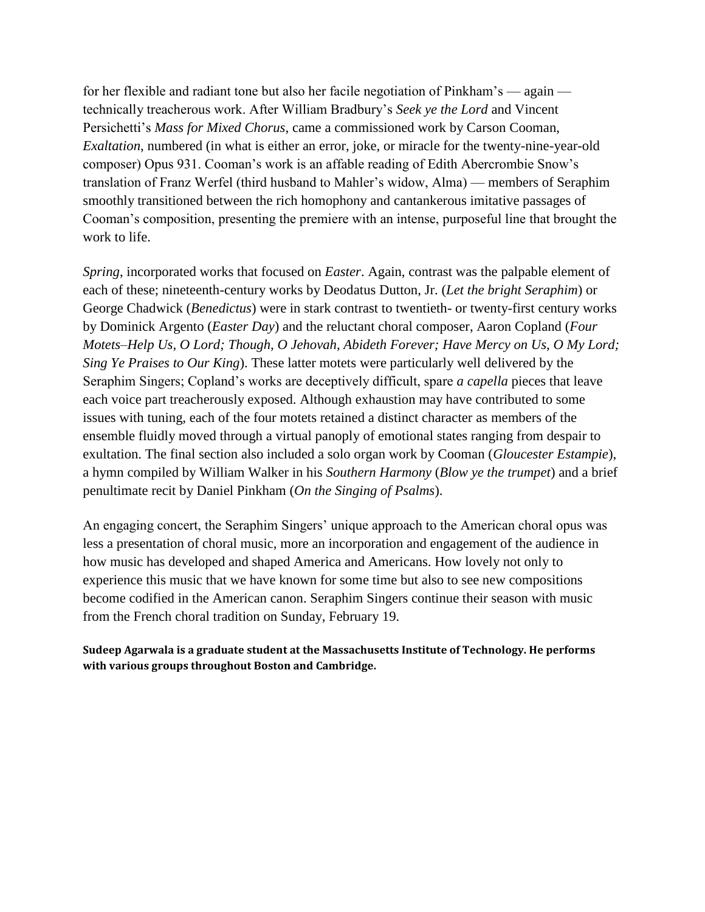for her flexible and radiant tone but also her facile negotiation of Pinkham's — again — technically treacherous work. After William Bradbury's *Seek ye the Lord* and Vincent Persichetti's *Mass for Mixed Chorus*, came a commissioned work by Carson Cooman, *Exaltation*, numbered (in what is either an error, joke, or miracle for the twenty-nine-year-old composer) Opus 931. Cooman's work is an affable reading of Edith Abercrombie Snow's translation of Franz Werfel (third husband to Mahler's widow, Alma) — members of Seraphim smoothly transitioned between the rich homophony and cantankerous imitative passages of Cooman's composition, presenting the premiere with an intense, purposeful line that brought the work to life.

*Spring*, incorporated works that focused on *Easter*. Again, contrast was the palpable element of each of these; nineteenth-century works by Deodatus Dutton, Jr. (*Let the bright Seraphim*) or George Chadwick (*Benedictus*) were in stark contrast to twentieth- or twenty-first century works by Dominick Argento (*Easter Day*) and the reluctant choral composer, Aaron Copland (*Four Motets–Help Us, O Lord; Though, O Jehovah, Abideth Forever; Have Mercy on Us, O My Lord; Sing Ye Praises to Our King*). These latter motets were particularly well delivered by the Seraphim Singers; Copland's works are deceptively difficult, spare *a capella* pieces that leave each voice part treacherously exposed. Although exhaustion may have contributed to some issues with tuning, each of the four motets retained a distinct character as members of the ensemble fluidly moved through a virtual panoply of emotional states ranging from despair to exultation. The final section also included a solo organ work by Cooman (*Gloucester Estampie*), a hymn compiled by William Walker in his *Southern Harmony* (*Blow ye the trumpet*) and a brief penultimate recit by Daniel Pinkham (*On the Singing of Psalms*).

An engaging concert, the Seraphim Singers' unique approach to the American choral opus was less a presentation of choral music, more an incorporation and engagement of the audience in how music has developed and shaped America and Americans. How lovely not only to experience this music that we have known for some time but also to see new compositions become codified in the American canon. Seraphim Singers continue their season with music from the French choral tradition on Sunday, February 19.

**Sudeep Agarwala is a graduate student at the Massachusetts Institute of Technology. He performs with various groups throughout Boston and Cambridge.**